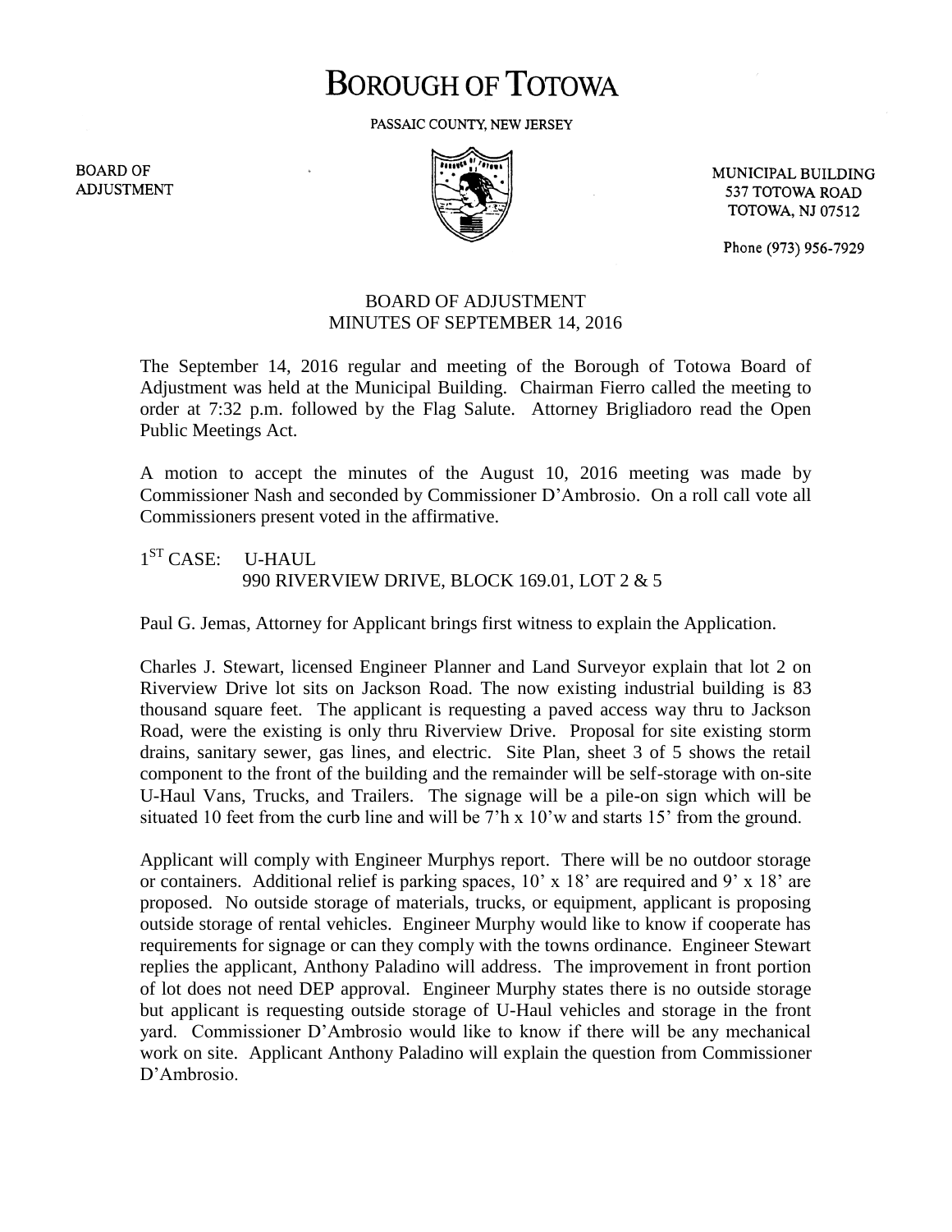# BOROUGH OF TOTOWA

PASSAIC COUNTY, NEW JERSEY

BOARD OF ADJUSTMENT

MUNICIPAL BUILDING
537 TOTOWA ROAD
TOTOWA, NJ 07512

Phone (973) 956-7929

## BOARD OF ADJUSTMENT
## MINUTES OF SEPTEMBER 14, 2016

The September 14, 2016 regular and meeting of the Borough of Totowa Board of Adjustment was held at the Municipal Building. Chairman Fierro called the meeting to order at 7:32 p.m. followed by the Flag Salute. Attorney Brigliadoro read the Open Public Meetings Act.

A motion to accept the minutes of the August 10, 2016 meeting was made by Commissioner Nash and seconded by Commissioner D'Ambrosio. On a roll call vote all Commissioners present voted in the affirmative.

1ST CASE: U-HAUL
990 RIVERVIEW DRIVE, BLOCK 169.01, LOT 2 & 5

Paul G. Jemas, Attorney for Applicant brings first witness to explain the Application.

Charles J. Stewart, licensed Engineer Planner and Land Surveyor explain that lot 2 on Riverview Drive lot sits on Jackson Road. The now existing industrial building is 83 thousand square feet. The applicant is requesting a paved access way thru to Jackson Road, were the existing is only thru Riverview Drive. Proposal for site existing storm drains, sanitary sewer, gas lines, and electric. Site Plan, sheet 3 of 5 shows the retail component to the front of the building and the remainder will be self-storage with on-site U-Haul Vans, Trucks, and Trailers. The signage will be a pile-on sign which will be situated 10 feet from the curb line and will be 7'h x 10'w and starts 15' from the ground.

Applicant will comply with Engineer Murphys report. There will be no outdoor storage or containers. Additional relief is parking spaces, 10' x 18' are required and 9' x 18' are proposed. No outside storage of materials, trucks, or equipment, applicant is proposing outside storage of rental vehicles. Engineer Murphy would like to know if cooperate has requirements for signage or can they comply with the towns ordinance. Engineer Stewart replies the applicant, Anthony Paladino will address. The improvement in front portion of lot does not need DEP approval. Engineer Murphy states there is no outside storage but applicant is requesting outside storage of U-Haul vehicles and storage in the front yard. Commissioner D'Ambrosio would like to know if there will be any mechanical work on site. Applicant Anthony Paladino will explain the question from Commissioner D'Ambrosio.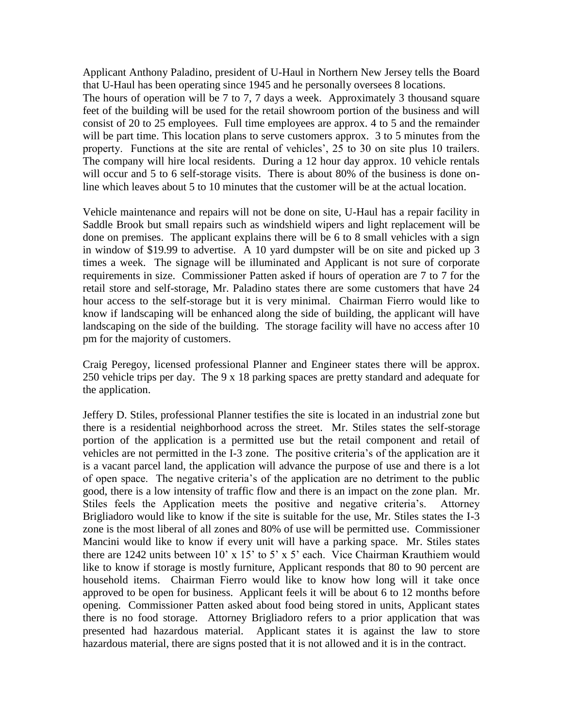Applicant Anthony Paladino, president of U-Haul in Northern New Jersey tells the Board that U-Haul has been operating since 1945 and he personally oversees 8 locations. The hours of operation will be 7 to 7, 7 days a week. Approximately 3 thousand square feet of the building will be used for the retail showroom portion of the business and will consist of 20 to 25 employees. Full time employees are approx. 4 to 5 and the remainder will be part time. This location plans to serve customers approx. 3 to 5 minutes from the property. Functions at the site are rental of vehicles', 25 to 30 on site plus 10 trailers. The company will hire local residents. During a 12 hour day approx. 10 vehicle rentals will occur and 5 to 6 self-storage visits. There is about 80% of the business is done on-line which leaves about 5 to 10 minutes that the customer will be at the actual location.

Vehicle maintenance and repairs will not be done on site, U-Haul has a repair facility in Saddle Brook but small repairs such as windshield wipers and light replacement will be done on premises. The applicant explains there will be 6 to 8 small vehicles with a sign in window of $19.99 to advertise. A 10 yard dumpster will be on site and picked up 3 times a week. The signage will be illuminated and Applicant is not sure of corporate requirements in size. Commissioner Patten asked if hours of operation are 7 to 7 for the retail store and self-storage, Mr. Paladino states there are some customers that have 24 hour access to the self-storage but it is very minimal. Chairman Fierro would like to know if landscaping will be enhanced along the side of building, the applicant will have landscaping on the side of the building. The storage facility will have no access after 10 pm for the majority of customers.

Craig Peregoy, licensed professional Planner and Engineer states there will be approx. 250 vehicle trips per day. The 9 x 18 parking spaces are pretty standard and adequate for the application.

Jeffery D. Stiles, professional Planner testifies the site is located in an industrial zone but there is a residential neighborhood across the street. Mr. Stiles states the self-storage portion of the application is a permitted use but the retail component and retail of vehicles are not permitted in the I-3 zone. The positive criteria's of the application are it is a vacant parcel land, the application will advance the purpose of use and there is a lot of open space. The negative criteria's of the application are no detriment to the public good, there is a low intensity of traffic flow and there is an impact on the zone plan. Mr. Stiles feels the Application meets the positive and negative criteria's. Attorney Brigliadoro would like to know if the site is suitable for the use, Mr. Stiles states the I-3 zone is the most liberal of all zones and 80% of use will be permitted use. Commissioner Mancini would like to know if every unit will have a parking space. Mr. Stiles states there are 1242 units between 10' x 15' to 5' x 5' each. Vice Chairman Krauthiem would like to know if storage is mostly furniture, Applicant responds that 80 to 90 percent are household items. Chairman Fierro would like to know how long will it take once approved to be open for business. Applicant feels it will be about 6 to 12 months before opening. Commissioner Patten asked about food being stored in units, Applicant states there is no food storage. Attorney Brigliadoro refers to a prior application that was presented had hazardous material. Applicant states it is against the law to store hazardous material, there are signs posted that it is not allowed and it is in the contract.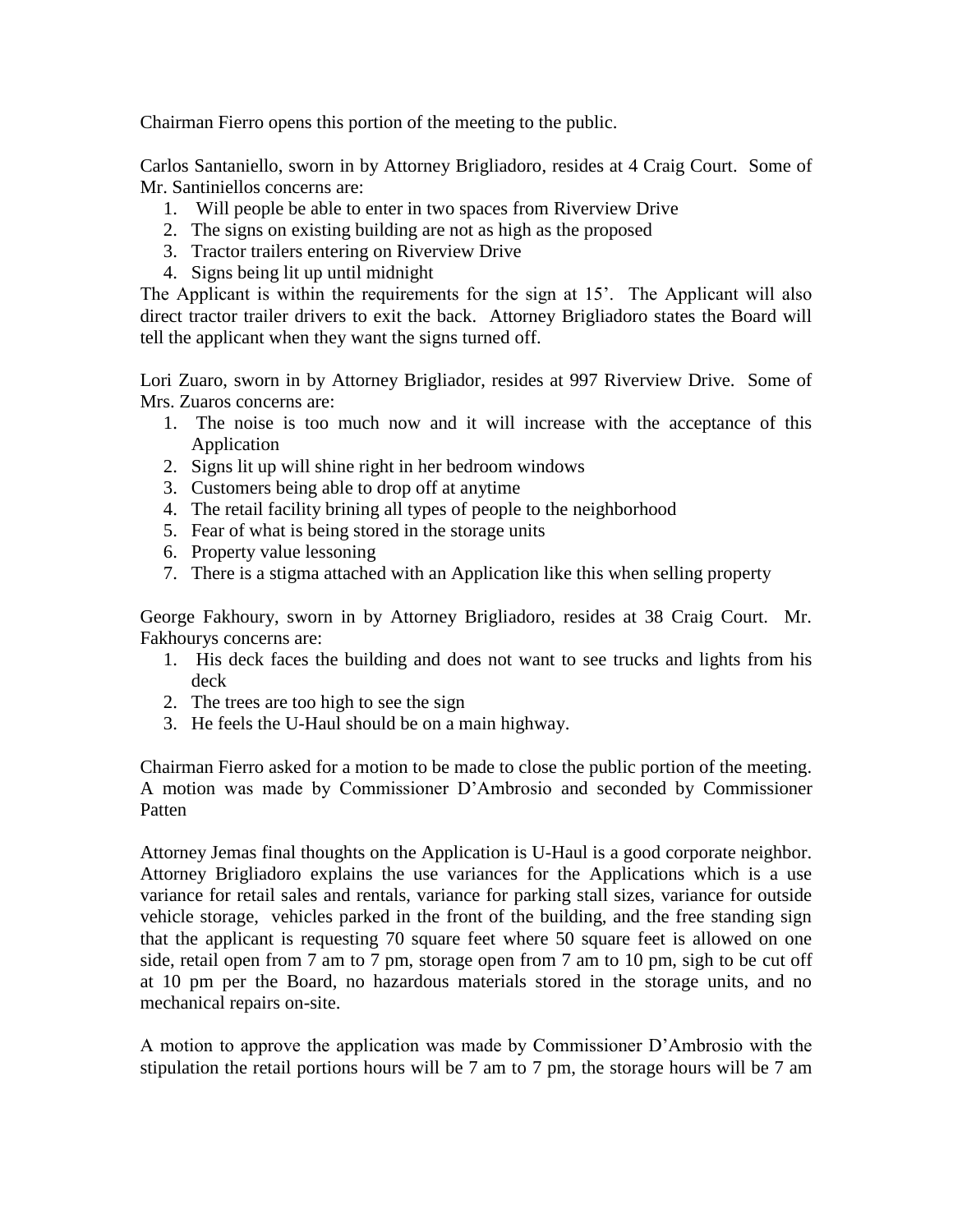Chairman Fierro opens this portion of the meeting to the public.

Carlos Santaniello, sworn in by Attorney Brigliadoro, resides at 4 Craig Court. Some of Mr. Santiniellos concerns are:

1. Will people be able to enter in two spaces from Riverview Drive
2. The signs on existing building are not as high as the proposed
3. Tractor trailers entering on Riverview Drive
4. Signs being lit up until midnight

The Applicant is within the requirements for the sign at 15'. The Applicant will also direct tractor trailer drivers to exit the back. Attorney Brigliadoro states the Board will tell the applicant when they want the signs turned off.

Lori Zuaro, sworn in by Attorney Brigliador, resides at 997 Riverview Drive. Some of Mrs. Zuaros concerns are:

1. The noise is too much now and it will increase with the acceptance of this Application
2. Signs lit up will shine right in her bedroom windows
3. Customers being able to drop off at anytime
4. The retail facility brining all types of people to the neighborhood
5. Fear of what is being stored in the storage units
6. Property value lessoning
7. There is a stigma attached with an Application like this when selling property

George Fakhoury, sworn in by Attorney Brigliadoro, resides at 38 Craig Court. Mr. Fakhourys concerns are:

1. His deck faces the building and does not want to see trucks and lights from his deck
2. The trees are too high to see the sign
3. He feels the U-Haul should be on a main highway.

Chairman Fierro asked for a motion to be made to close the public portion of the meeting. A motion was made by Commissioner D'Ambrosio and seconded by Commissioner Patten

Attorney Jemas final thoughts on the Application is U-Haul is a good corporate neighbor. Attorney Brigliadoro explains the use variances for the Applications which is a use variance for retail sales and rentals, variance for parking stall sizes, variance for outside vehicle storage, vehicles parked in the front of the building, and the free standing sign that the applicant is requesting 70 square feet where 50 square feet is allowed on one side, retail open from 7 am to 7 pm, storage open from 7 am to 10 pm, sigh to be cut off at 10 pm per the Board, no hazardous materials stored in the storage units, and no mechanical repairs on-site.

A motion to approve the application was made by Commissioner D'Ambrosio with the stipulation the retail portions hours will be 7 am to 7 pm, the storage hours will be 7 am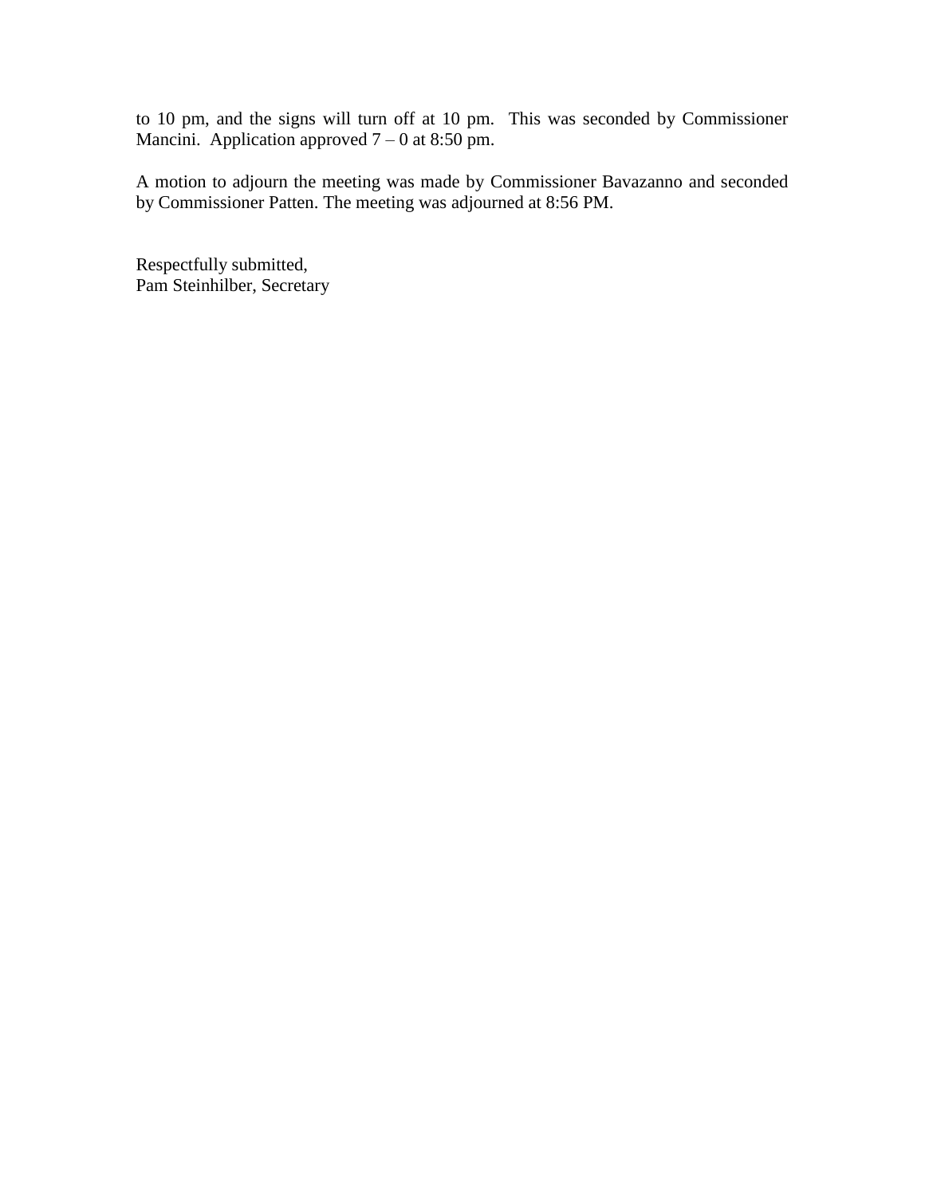to 10 pm, and the signs will turn off at 10 pm. This was seconded by Commissioner Mancini. Application approved 7 – 0 at 8:50 pm.

A motion to adjourn the meeting was made by Commissioner Bavazanno and seconded by Commissioner Patten. The meeting was adjourned at 8:56 PM.

Respectfully submitted,
Pam Steinhilber, Secretary